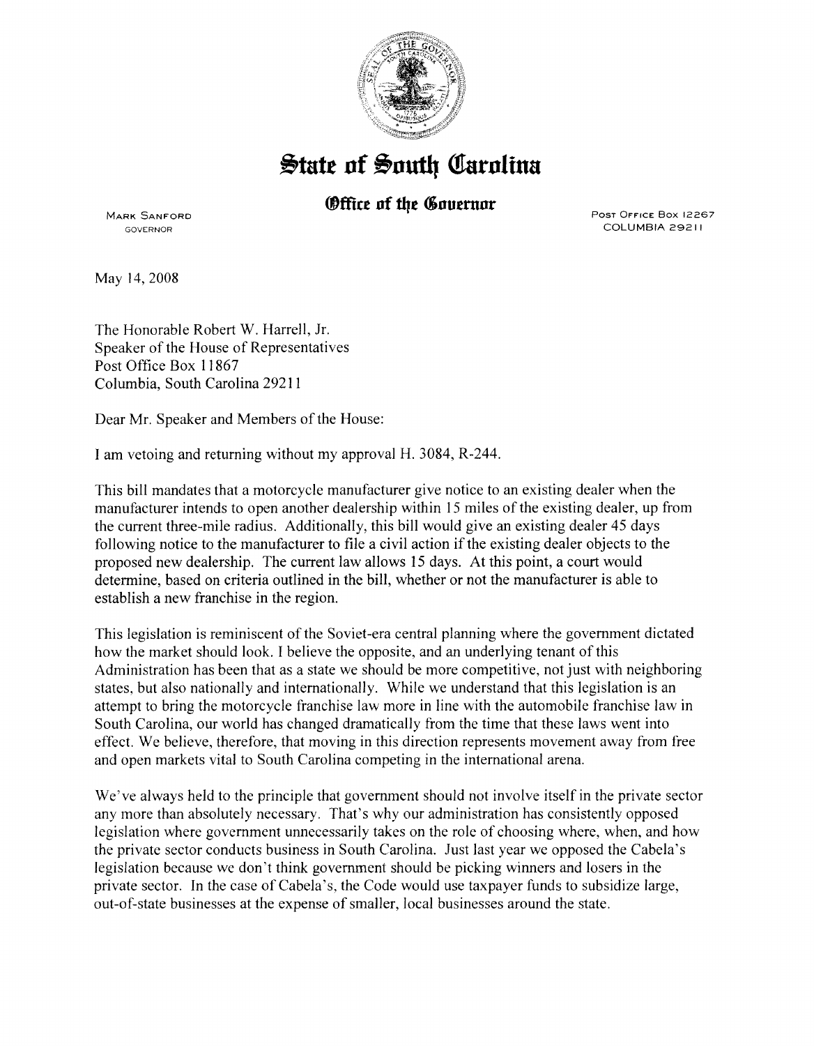# State of South Carolina

## Office of the Governor

MARK SANFORD
GOVERNOR

POST OFFICE BOX 12267
COLUMBIA 29211

May 14, 2008

The Honorable Robert W. Harrell, Jr.
Speaker of the House of Representatives
Post Office Box 11867
Columbia, South Carolina 29211

Dear Mr. Speaker and Members of the House:

I am vetoing and returning without my approval H. 3084, R-244.

This bill mandates that a motorcycle manufacturer give notice to an existing dealer when the manufacturer intends to open another dealership within 15 miles of the existing dealer, up from the current three-mile radius. Additionally, this bill would give an existing dealer 45 days following notice to the manufacturer to file a civil action if the existing dealer objects to the proposed new dealership. The current law allows 15 days. At this point, a court would determine, based on criteria outlined in the bill, whether or not the manufacturer is able to establish a new franchise in the region.

This legislation is reminiscent of the Soviet-era central planning where the government dictated how the market should look. I believe the opposite, and an underlying tenant of this Administration has been that as a state we should be more competitive, not just with neighboring states, but also nationally and internationally. While we understand that this legislation is an attempt to bring the motorcycle franchise law more in line with the automobile franchise law in South Carolina, our world has changed dramatically from the time that these laws went into effect. We believe, therefore, that moving in this direction represents movement away from free and open markets vital to South Carolina competing in the international arena.

We've always held to the principle that government should not involve itself in the private sector any more than absolutely necessary. That's why our administration has consistently opposed legislation where government unnecessarily takes on the role of choosing where, when, and how the private sector conducts business in South Carolina. Just last year we opposed the Cabela's legislation because we don't think government should be picking winners and losers in the private sector. In the case of Cabela's, the Code would use taxpayer funds to subsidize large, out-of-state businesses at the expense of smaller, local businesses around the state.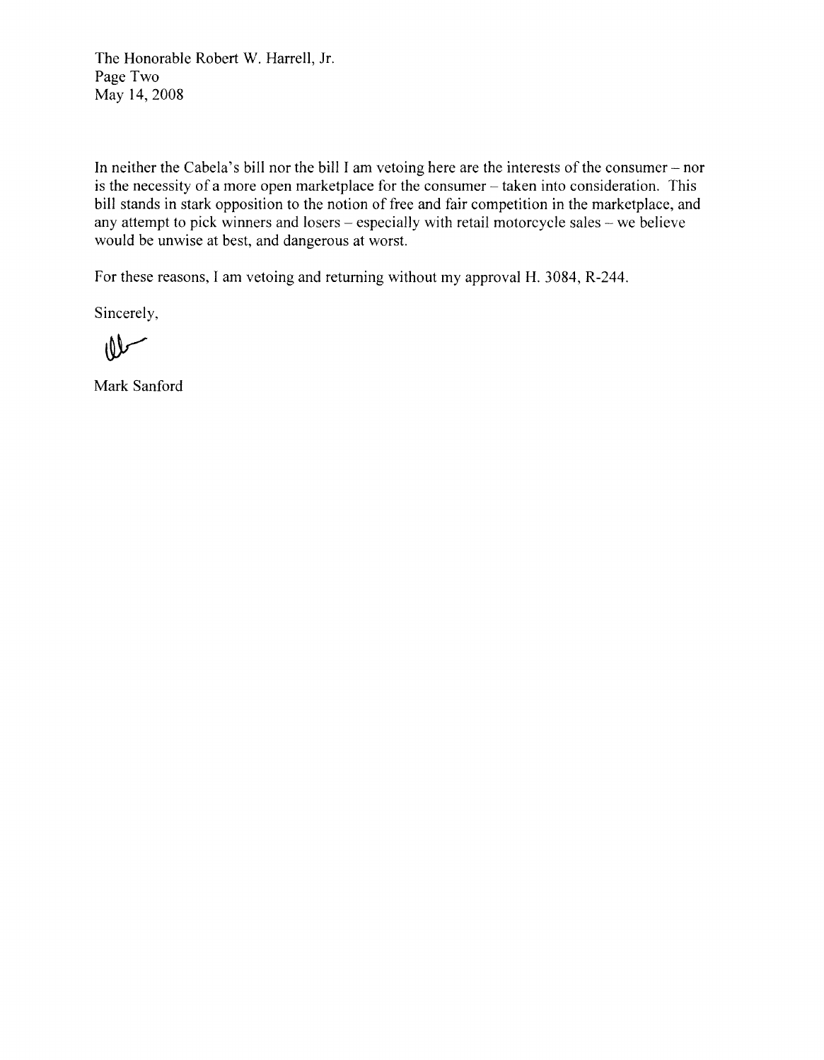In neither the Cabela's bill nor the bill I am vetoing here are the interests of the consumer – nor is the necessity of a more open marketplace for the consumer – taken into consideration. This bill stands in stark opposition to the notion of free and fair competition in the marketplace, and any attempt to pick winners and losers – especially with retail motorcycle sales – we believe would be unwise at best, and dangerous at worst.

For these reasons, I am vetoing and returning without my approval H. 3084, R-244.

Sincerely,

Mark Sanford